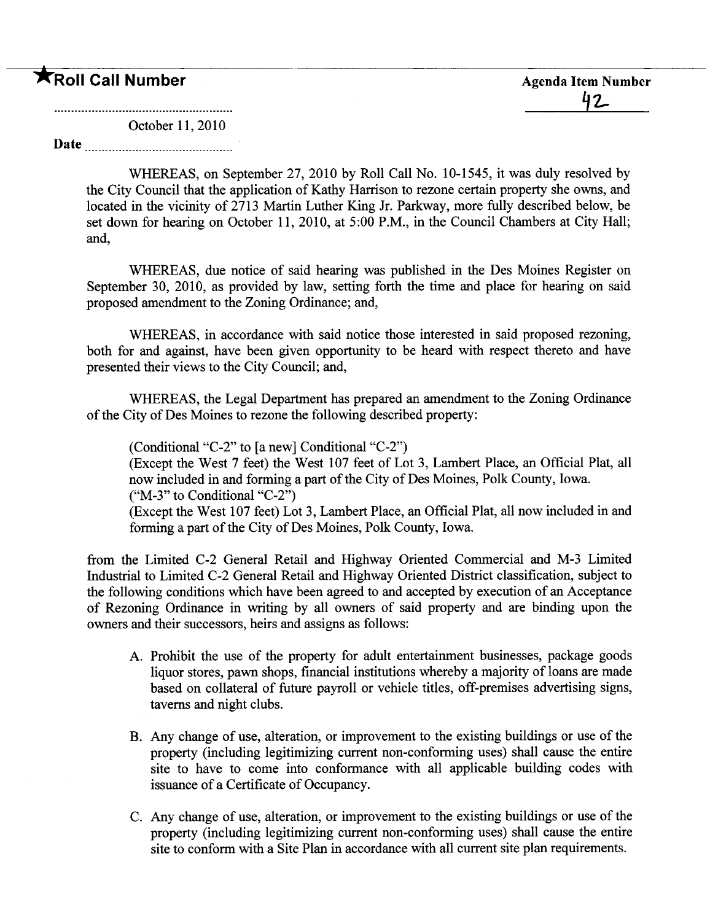★Roll Call Number

Agenda Item Number

42

October 11, 2010

Date

WHEREAS, on September 27, 2010 by Roll Call No. 10-1545, it was duly resolved by the City Council that the application of Kathy Harrison to rezone certain property she owns, and located in the vicinity of 2713 Martin Luther King Jr. Parkway, more fully described below, be set down for hearing on October 11, 2010, at 5:00 P.M., in the Council Chambers at City Hall; and,

WHEREAS, due notice of said hearing was published in the Des Moines Register on September 30, 2010, as provided by law, setting forth the time and place for hearing on said proposed amendment to the Zoning Ordinance; and,

WHEREAS, in accordance with said notice those interested in said proposed rezoning, both for and against, have been given opportunity to be heard with respect thereto and have presented their views to the City Council; and,

WHEREAS, the Legal Department has prepared an amendment to the Zoning Ordinance of the City of Des Moines to rezone the following described property:

> (Conditional "C-2" to [a new] Conditional "C-2")
> (Except the West 7 feet) the West 107 feet of Lot 3, Lambert Place, an Official Plat, all now included in and forming a part of the City of Des Moines, Polk County, Iowa.
> ("M-3" to Conditional "C-2")
> (Except the West 107 feet) Lot 3, Lambert Place, an Official Plat, all now included in and forming a part of the City of Des Moines, Polk County, Iowa.

from the Limited C-2 General Retail and Highway Oriented Commercial and M-3 Limited Industrial to Limited C-2 General Retail and Highway Oriented District classification, subject to the following conditions which have been agreed to and accepted by execution of an Acceptance of Rezoning Ordinance in writing by all owners of said property and are binding upon the owners and their successors, heirs and assigns as follows:

A. Prohibit the use of the property for adult entertainment businesses, package goods liquor stores, pawn shops, financial institutions whereby a majority of loans are made based on collateral of future payroll or vehicle titles, off-premises advertising signs, taverns and night clubs.

B. Any change of use, alteration, or improvement to the existing buildings or use of the property (including legitimizing current non-conforming uses) shall cause the entire site to have to come into conformance with all applicable building codes with issuance of a Certificate of Occupancy.

C. Any change of use, alteration, or improvement to the existing buildings or use of the property (including legitimizing current non-conforming uses) shall cause the entire site to conform with a Site Plan in accordance with all current site plan requirements.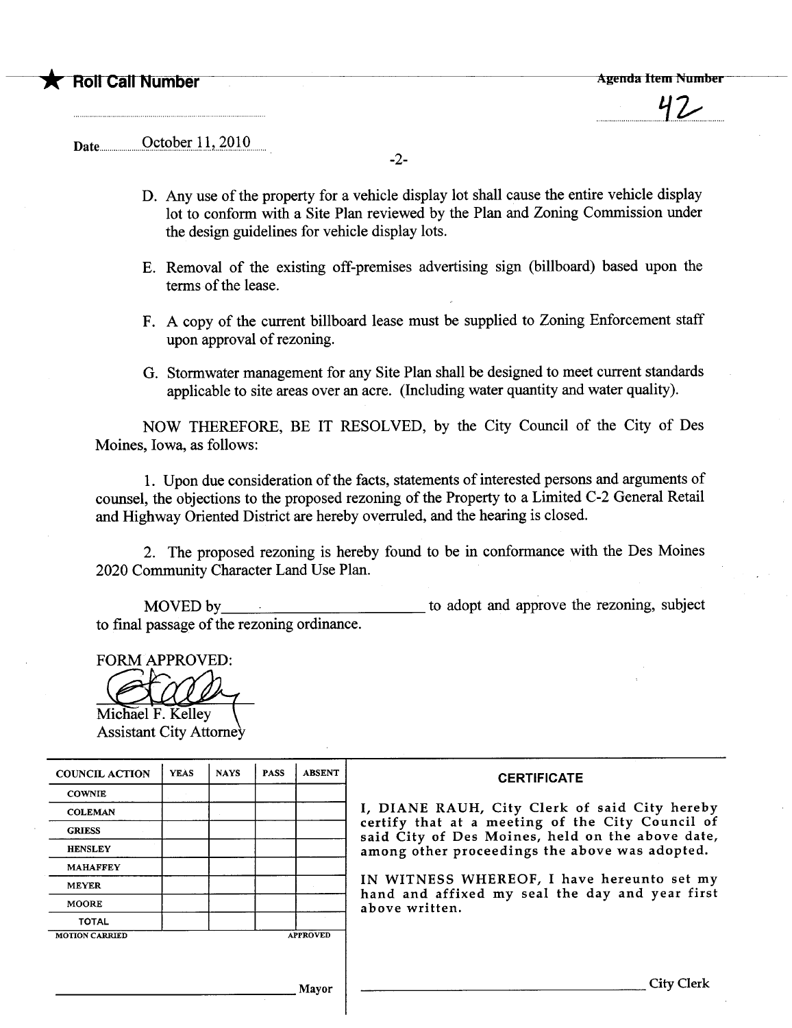★ **Roll Call Number**

**Agenda Item Number**

42

Date October 11, 2010

D. Any use of the property for a vehicle display lot shall cause the entire vehicle display lot to conform with a Site Plan reviewed by the Plan and Zoning Commission under the design guidelines for vehicle display lots.

E. Removal of the existing off-premises advertising sign (billboard) based upon the terms of the lease.

F. A copy of the current billboard lease must be supplied to Zoning Enforcement staff upon approval of rezoning.

G. Stormwater management for any Site Plan shall be designed to meet current standards applicable to site areas over an acre. (Including water quantity and water quality).

NOW THEREFORE, BE IT RESOLVED, by the City Council of the City of Des Moines, Iowa, as follows:

1. Upon due consideration of the facts, statements of interested persons and arguments of counsel, the objections to the proposed rezoning of the Property to a Limited C-2 General Retail and Highway Oriented District are hereby overruled, and the hearing is closed.

2. The proposed rezoning is hereby found to be in conformance with the Des Moines 2020 Community Character Land Use Plan.

MOVED by______________________ to adopt and approve the rezoning, subject to final passage of the rezoning ordinance.

FORM APPROVED:

Michael F. Kelley
Assistant City Attorney

| COUNCIL ACTION | YEAS | NAYS | PASS | ABSENT |
|---|---|---|---|---|
| COWNIE | | | | |
| COLEMAN | | | | |
| GRIESS | | | | |
| HENSLEY | | | | |
| MAHAFFEY | | | | |
| MEYER | | | | |
| MOORE | | | | |
| TOTAL | | | | |

MOTION CARRIED APPROVED

______________________ Mayor

**CERTIFICATE**

I, DIANE RAUH, City Clerk of said City hereby certify that at a meeting of the City Council of said City of Des Moines, held on the above date, among other proceedings the above was adopted.

IN WITNESS WHEREOF, I have hereunto set my hand and affixed my seal the day and year first above written.

______________________ City Clerk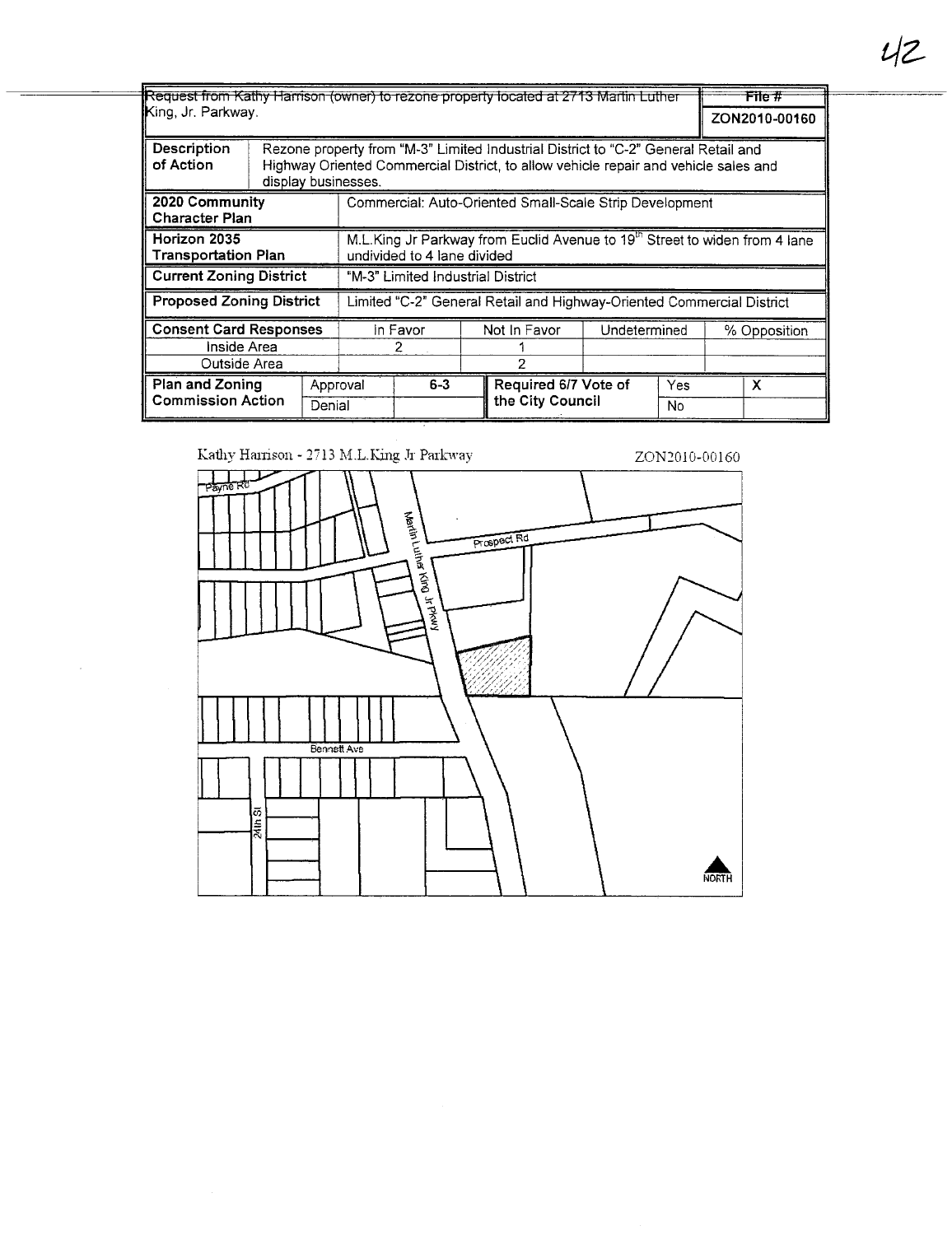| Request from Kathy Harrison (owner) to rezone property located at 2713 Martin Luther King, Jr. Parkway. | | | | | | | | File # ZON2010-00160 |
|---|---|---|---|---|---|---|---|---|
| **Description of Action** | Rezone property from "M-3" Limited Industrial District to "C-2" General Retail and Highway Oriented Commercial District, to allow vehicle repair and vehicle sales and display businesses. | | | | | | | |
| **2020 Community Character Plan** | Commercial: Auto-Oriented Small-Scale Strip Development | | | | | | | |
| **Horizon 2035 Transportation Plan** | M.L.King Jr Parkway from Euclid Avenue to 19th Street to widen from 4 lane undivided to 4 lane divided | | | | | | | |
| **Current Zoning District** | "M-3" Limited Industrial District | | | | | | | |
| **Proposed Zoning District** | Limited "C-2" General Retail and Highway-Oriented Commercial District | | | | | | | |
| **Consent Card Responses** | | In Favor | | Not In Favor | Undetermined | | % Opposition | |
| Inside Area | | 2 | | 1 | | | | |
| Outside Area | | | | 2 | | | | |
| **Plan and Zoning Commission Action** | Approval | 6-3 | **Required 6/7 Vote of the City Council** | | Yes | | X | |
| | Denial | | | | No | | | |

Kathy Harrison - 2713 M.L.King Jr Parkway

ZON2010-00160

Payne Rd

Martin Luther King Jr Pkwy

Prospect Rd

Bennett Ave

24th St

NORTH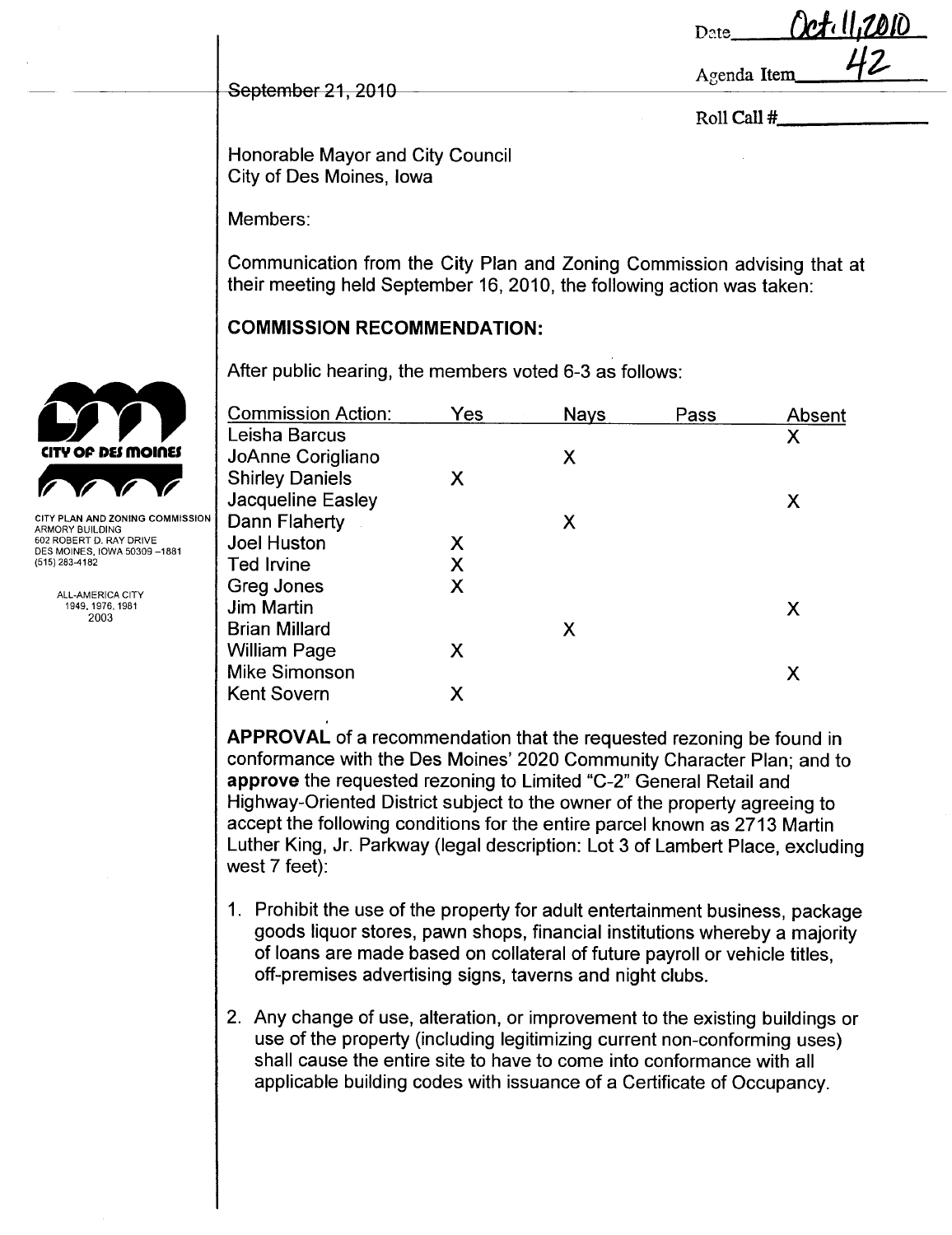Date Oct. 11, 2010

Agenda Item 42

Roll Call #

September 21, 2010

CITY OF DES MOINES

CITY PLAN AND ZONING COMMISSION
ARMORY BUILDING
602 ROBERT D. RAY DRIVE
DES MOINES, IOWA 50309-1881
(515) 283-4182

ALL-AMERICA CITY
1949, 1976, 1981
2003

Honorable Mayor and City Council
City of Des Moines, Iowa

Members:

Communication from the City Plan and Zoning Commission advising that at their meeting held September 16, 2010, the following action was taken:

**COMMISSION RECOMMENDATION:**

After public hearing, the members voted 6-3 as follows:

| Commission Action: | Yes | Nays | Pass | Absent |
|---|---|---|---|---|
| Leisha Barcus | | | | X |
| JoAnne Corigliano | | X | | |
| Shirley Daniels | X | | | |
| Jacqueline Easley | | | | X |
| Dann Flaherty | | X | | |
| Joel Huston | X | | | |
| Ted Irvine | X | | | |
| Greg Jones | X | | | |
| Jim Martin | | | | X |
| Brian Millard | | X | | |
| William Page | X | | | |
| Mike Simonson | | | | X |
| Kent Sovern | X | | | |

**APPROVAL** of a recommendation that the requested rezoning be found in conformance with the Des Moines' 2020 Community Character Plan; and to **approve** the requested rezoning to Limited "C-2" General Retail and Highway-Oriented District subject to the owner of the property agreeing to accept the following conditions for the entire parcel known as 2713 Martin Luther King, Jr. Parkway (legal description: Lot 3 of Lambert Place, excluding west 7 feet):

1. Prohibit the use of the property for adult entertainment business, package goods liquor stores, pawn shops, financial institutions whereby a majority of loans are made based on collateral of future payroll or vehicle titles, off-premises advertising signs, taverns and night clubs.

2. Any change of use, alteration, or improvement to the existing buildings or use of the property (including legitimizing current non-conforming uses) shall cause the entire site to have to come into conformance with all applicable building codes with issuance of a Certificate of Occupancy.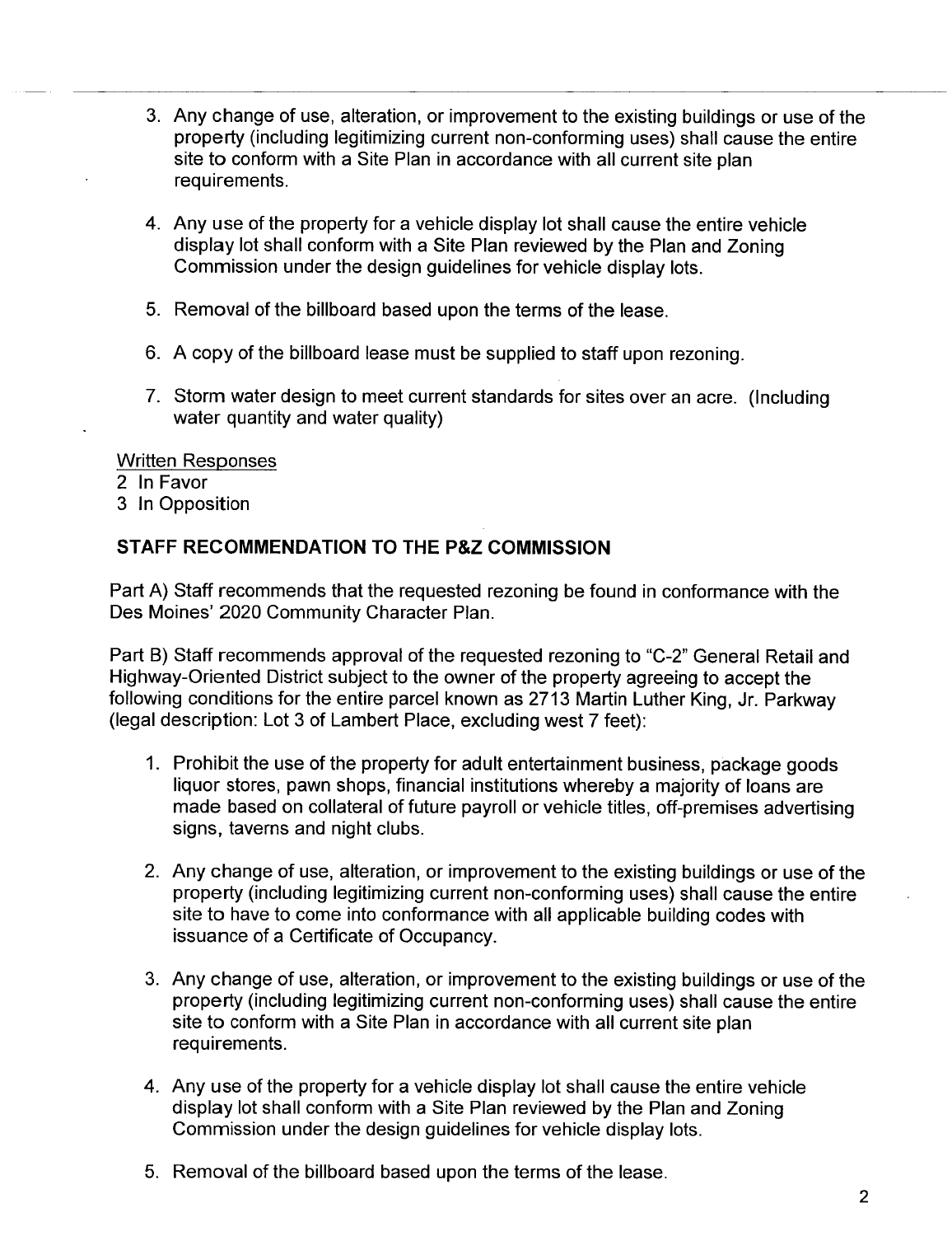3. Any change of use, alteration, or improvement to the existing buildings or use of the property (including legitimizing current non-conforming uses) shall cause the entire site to conform with a Site Plan in accordance with all current site plan requirements.

4. Any use of the property for a vehicle display lot shall cause the entire vehicle display lot shall conform with a Site Plan reviewed by the Plan and Zoning Commission under the design guidelines for vehicle display lots.

5. Removal of the billboard based upon the terms of the lease.

6. A copy of the billboard lease must be supplied to staff upon rezoning.

7. Storm water design to meet current standards for sites over an acre. (Including water quantity and water quality)

Written Responses
2 In Favor
3 In Opposition

**STAFF RECOMMENDATION TO THE P&Z COMMISSION**

Part A) Staff recommends that the requested rezoning be found in conformance with the Des Moines' 2020 Community Character Plan.

Part B) Staff recommends approval of the requested rezoning to "C-2" General Retail and Highway-Oriented District subject to the owner of the property agreeing to accept the following conditions for the entire parcel known as 2713 Martin Luther King, Jr. Parkway (legal description: Lot 3 of Lambert Place, excluding west 7 feet):

1. Prohibit the use of the property for adult entertainment business, package goods liquor stores, pawn shops, financial institutions whereby a majority of loans are made based on collateral of future payroll or vehicle titles, off-premises advertising signs, taverns and night clubs.

2. Any change of use, alteration, or improvement to the existing buildings or use of the property (including legitimizing current non-conforming uses) shall cause the entire site to have to come into conformance with all applicable building codes with issuance of a Certificate of Occupancy.

3. Any change of use, alteration, or improvement to the existing buildings or use of the property (including legitimizing current non-conforming uses) shall cause the entire site to conform with a Site Plan in accordance with all current site plan requirements.

4. Any use of the property for a vehicle display lot shall cause the entire vehicle display lot shall conform with a Site Plan reviewed by the Plan and Zoning Commission under the design guidelines for vehicle display lots.

5. Removal of the billboard based upon the terms of the lease.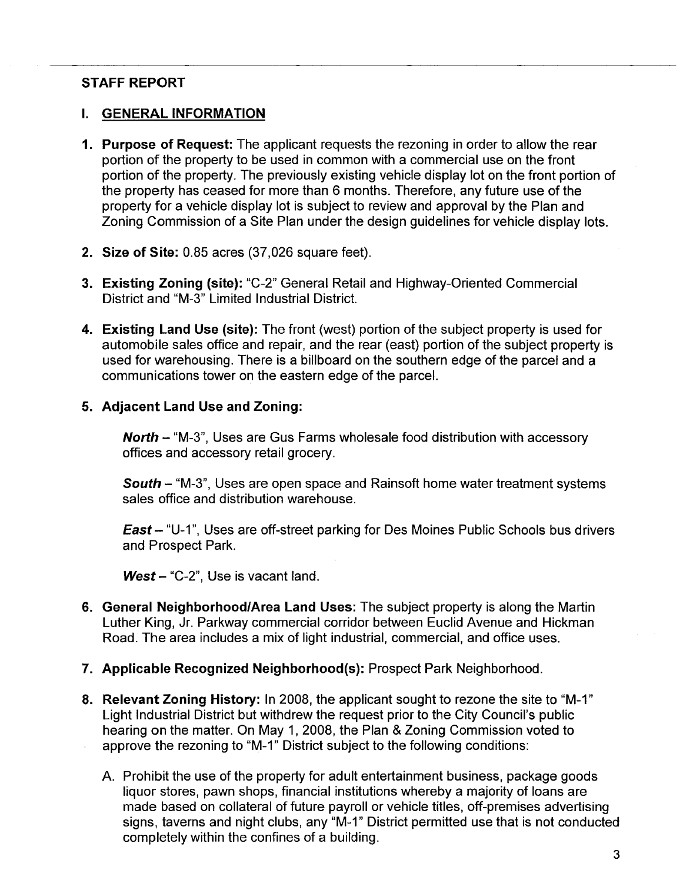## STAFF REPORT

### I. GENERAL INFORMATION

1. **Purpose of Request:** The applicant requests the rezoning in order to allow the rear portion of the property to be used in common with a commercial use on the front portion of the property. The previously existing vehicle display lot on the front portion of the property has ceased for more than 6 months. Therefore, any future use of the property for a vehicle display lot is subject to review and approval by the Plan and Zoning Commission of a Site Plan under the design guidelines for vehicle display lots.

2. **Size of Site:** 0.85 acres (37,026 square feet).

3. **Existing Zoning (site):** "C-2" General Retail and Highway-Oriented Commercial District and "M-3" Limited Industrial District.

4. **Existing Land Use (site):** The front (west) portion of the subject property is used for automobile sales office and repair, and the rear (east) portion of the subject property is used for warehousing. There is a billboard on the southern edge of the parcel and a communications tower on the eastern edge of the parcel.

5. **Adjacent Land Use and Zoning:**

   ***North*** – "M-3", Uses are Gus Farms wholesale food distribution with accessory offices and accessory retail grocery.

   ***South*** – "M-3", Uses are open space and Rainsoft home water treatment systems sales office and distribution warehouse.

   ***East*** – "U-1", Uses are off-street parking for Des Moines Public Schools bus drivers and Prospect Park.

   ***West*** – "C-2", Use is vacant land.

6. **General Neighborhood/Area Land Uses:** The subject property is along the Martin Luther King, Jr. Parkway commercial corridor between Euclid Avenue and Hickman Road. The area includes a mix of light industrial, commercial, and office uses.

7. **Applicable Recognized Neighborhood(s):** Prospect Park Neighborhood.

8. **Relevant Zoning History:** In 2008, the applicant sought to rezone the site to "M-1" Light Industrial District but withdrew the request prior to the City Council's public hearing on the matter. On May 1, 2008, the Plan & Zoning Commission voted to approve the rezoning to "M-1" District subject to the following conditions:

   A. Prohibit the use of the property for adult entertainment business, package goods liquor stores, pawn shops, financial institutions whereby a majority of loans are made based on collateral of future payroll or vehicle titles, off-premises advertising signs, taverns and night clubs, any "M-1" District permitted use that is not conducted completely within the confines of a building.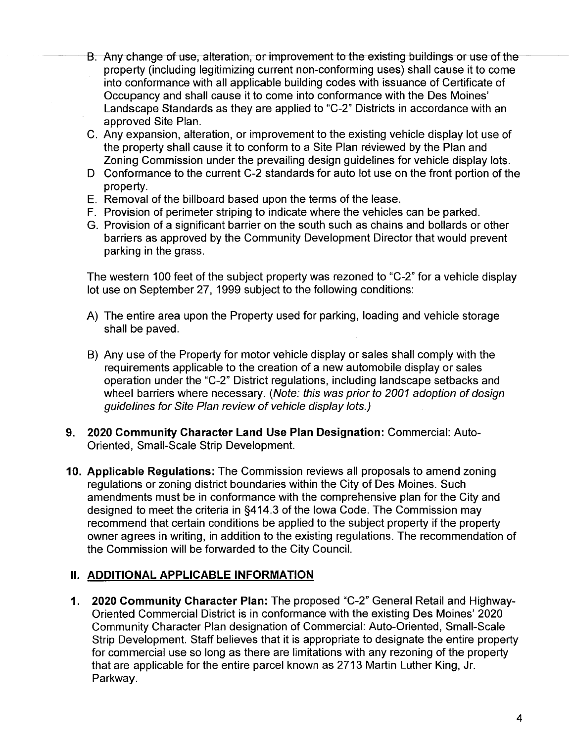B. Any change of use, alteration, or improvement to the existing buildings or use of the property (including legitimizing current non-conforming uses) shall cause it to come into conformance with all applicable building codes with issuance of Certificate of Occupancy and shall cause it to come into conformance with the Des Moines' Landscape Standards as they are applied to "C-2" Districts in accordance with an approved Site Plan.

C. Any expansion, alteration, or improvement to the existing vehicle display lot use of the property shall cause it to conform to a Site Plan reviewed by the Plan and Zoning Commission under the prevailing design guidelines for vehicle display lots.

D Conformance to the current C-2 standards for auto lot use on the front portion of the property.

E. Removal of the billboard based upon the terms of the lease.

F. Provision of perimeter striping to indicate where the vehicles can be parked.

G. Provision of a significant barrier on the south such as chains and bollards or other barriers as approved by the Community Development Director that would prevent parking in the grass.

The western 100 feet of the subject property was rezoned to "C-2" for a vehicle display lot use on September 27, 1999 subject to the following conditions:

A) The entire area upon the Property used for parking, loading and vehicle storage shall be paved.

B) Any use of the Property for motor vehicle display or sales shall comply with the requirements applicable to the creation of a new automobile display or sales operation under the "C-2" District regulations, including landscape setbacks and wheel barriers where necessary. (*Note: this was prior to 2001 adoption of design guidelines for Site Plan review of vehicle display lots.*)

**9. 2020 Community Character Land Use Plan Designation:** Commercial: Auto-Oriented, Small-Scale Strip Development.

**10. Applicable Regulations:** The Commission reviews all proposals to amend zoning regulations or zoning district boundaries within the City of Des Moines. Such amendments must be in conformance with the comprehensive plan for the City and designed to meet the criteria in §414.3 of the Iowa Code. The Commission may recommend that certain conditions be applied to the subject property if the property owner agrees in writing, in addition to the existing regulations. The recommendation of the Commission will be forwarded to the City Council.

## II. ADDITIONAL APPLICABLE INFORMATION

**1. 2020 Community Character Plan:** The proposed "C-2" General Retail and Highway-Oriented Commercial District is in conformance with the existing Des Moines' 2020 Community Character Plan designation of Commercial: Auto-Oriented, Small-Scale Strip Development. Staff believes that it is appropriate to designate the entire property for commercial use so long as there are limitations with any rezoning of the property that are applicable for the entire parcel known as 2713 Martin Luther King, Jr. Parkway.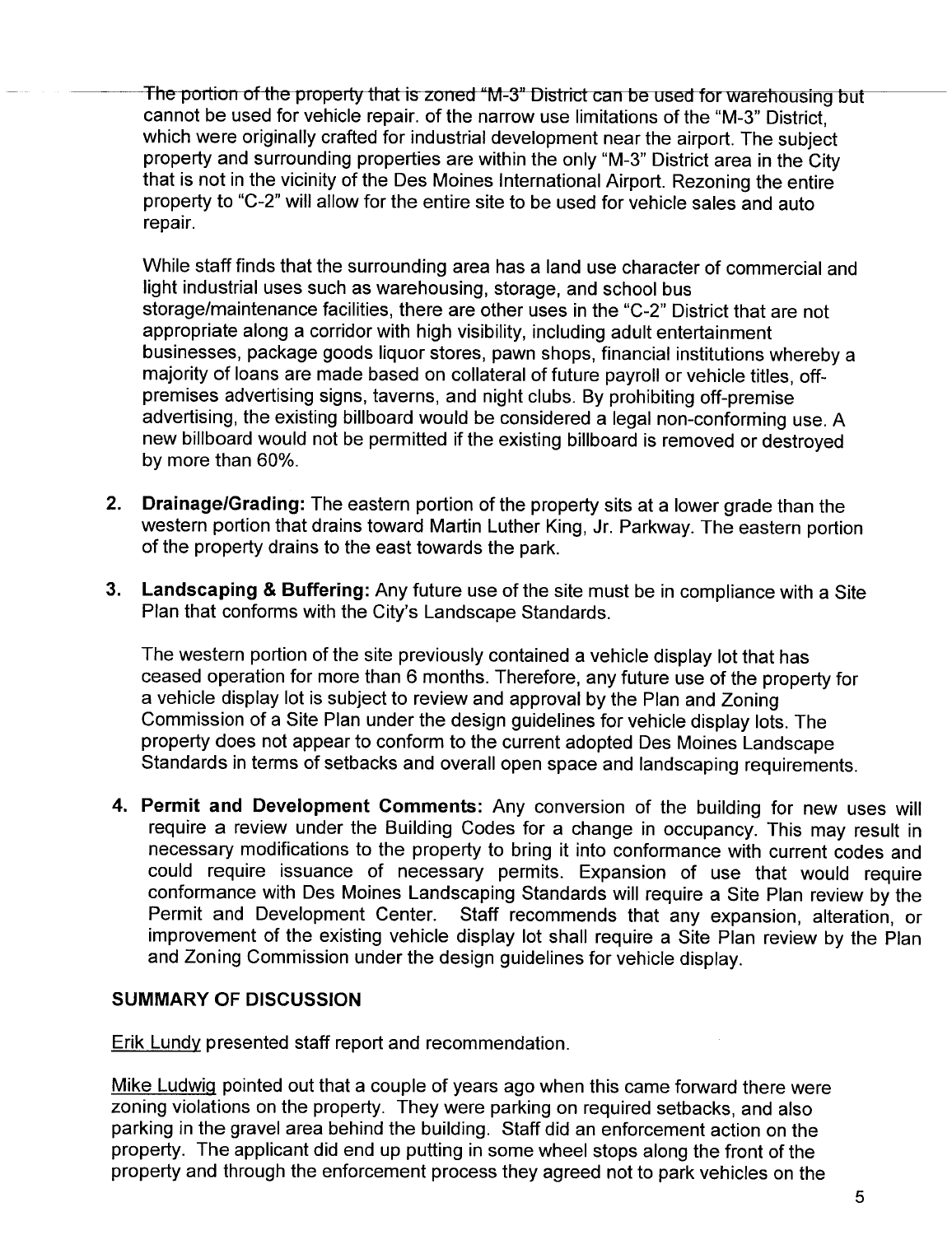The portion of the property that is zoned "M-3" District can be used for warehousing but cannot be used for vehicle repair. of the narrow use limitations of the "M-3" District, which were originally crafted for industrial development near the airport. The subject property and surrounding properties are within the only "M-3" District area in the City that is not in the vicinity of the Des Moines International Airport. Rezoning the entire property to "C-2" will allow for the entire site to be used for vehicle sales and auto repair.

While staff finds that the surrounding area has a land use character of commercial and light industrial uses such as warehousing, storage, and school bus storage/maintenance facilities, there are other uses in the "C-2" District that are not appropriate along a corridor with high visibility, including adult entertainment businesses, package goods liquor stores, pawn shops, financial institutions whereby a majority of loans are made based on collateral of future payroll or vehicle titles, off-premises advertising signs, taverns, and night clubs. By prohibiting off-premise advertising, the existing billboard would be considered a legal non-conforming use. A new billboard would not be permitted if the existing billboard is removed or destroyed by more than 60%.

2. **Drainage/Grading:** The eastern portion of the property sits at a lower grade than the western portion that drains toward Martin Luther King, Jr. Parkway. The eastern portion of the property drains to the east towards the park.

3. **Landscaping & Buffering:** Any future use of the site must be in compliance with a Site Plan that conforms with the City's Landscape Standards.

   The western portion of the site previously contained a vehicle display lot that has ceased operation for more than 6 months. Therefore, any future use of the property for a vehicle display lot is subject to review and approval by the Plan and Zoning Commission of a Site Plan under the design guidelines for vehicle display lots. The property does not appear to conform to the current adopted Des Moines Landscape Standards in terms of setbacks and overall open space and landscaping requirements.

4. **Permit and Development Comments:** Any conversion of the building for new uses will require a review under the Building Codes for a change in occupancy. This may result in necessary modifications to the property to bring it into conformance with current codes and could require issuance of necessary permits. Expansion of use that would require conformance with Des Moines Landscaping Standards will require a Site Plan review by the Permit and Development Center. Staff recommends that any expansion, alteration, or improvement of the existing vehicle display lot shall require a Site Plan review by the Plan and Zoning Commission under the design guidelines for vehicle display.

**SUMMARY OF DISCUSSION**

Erik Lundy presented staff report and recommendation.

Mike Ludwig pointed out that a couple of years ago when this came forward there were zoning violations on the property. They were parking on required setbacks, and also parking in the gravel area behind the building. Staff did an enforcement action on the property. The applicant did end up putting in some wheel stops along the front of the property and through the enforcement process they agreed not to park vehicles on the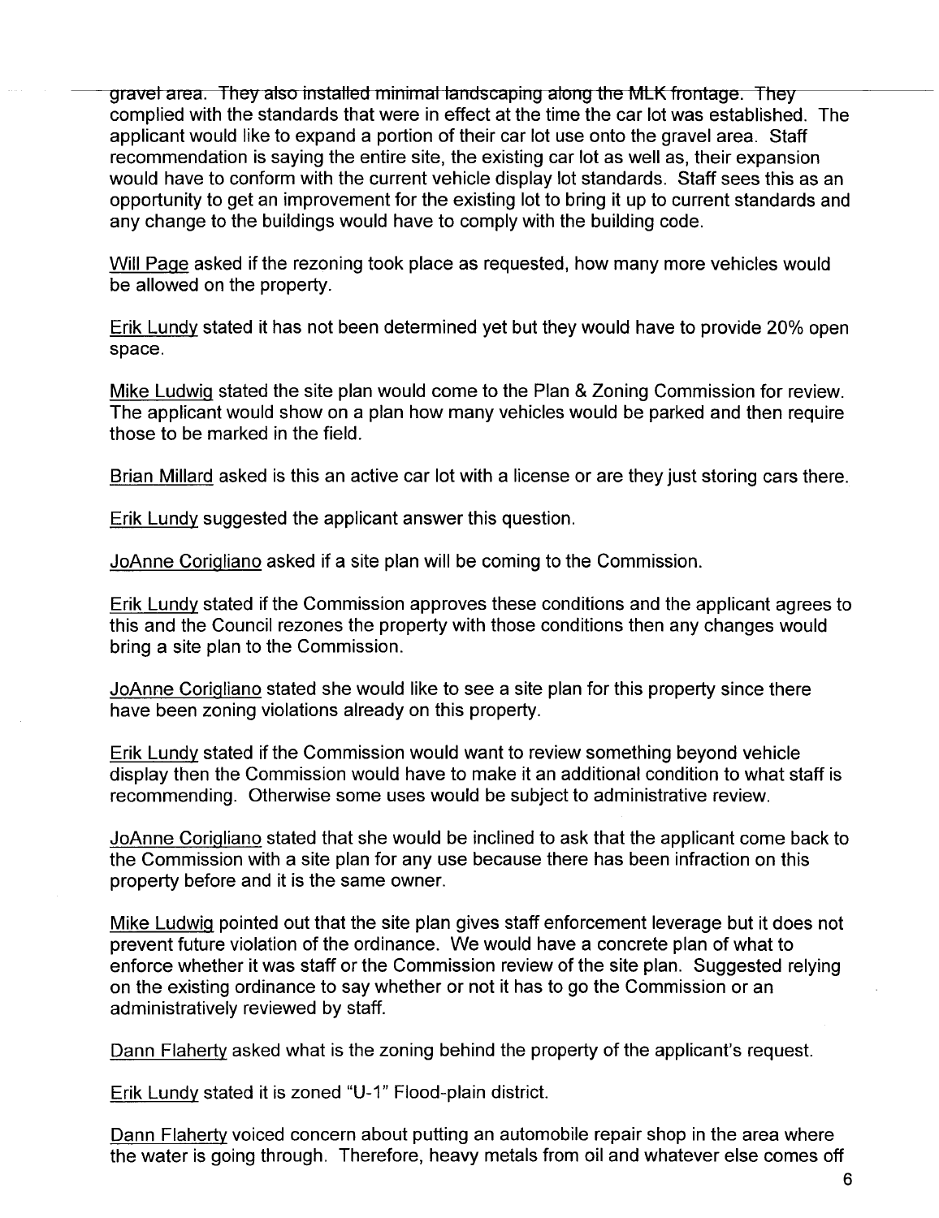gravel area. They also installed minimal landscaping along the MLK frontage. They complied with the standards that were in effect at the time the car lot was established. The applicant would like to expand a portion of their car lot use onto the gravel area. Staff recommendation is saying the entire site, the existing car lot as well as, their expansion would have to conform with the current vehicle display lot standards. Staff sees this as an opportunity to get an improvement for the existing lot to bring it up to current standards and any change to the buildings would have to comply with the building code.

Will Page asked if the rezoning took place as requested, how many more vehicles would be allowed on the property.

Erik Lundy stated it has not been determined yet but they would have to provide 20% open space.

Mike Ludwig stated the site plan would come to the Plan & Zoning Commission for review. The applicant would show on a plan how many vehicles would be parked and then require those to be marked in the field.

Brian Millard asked is this an active car lot with a license or are they just storing cars there.

Erik Lundy suggested the applicant answer this question.

JoAnne Corigliano asked if a site plan will be coming to the Commission.

Erik Lundy stated if the Commission approves these conditions and the applicant agrees to this and the Council rezones the property with those conditions then any changes would bring a site plan to the Commission.

JoAnne Corigliano stated she would like to see a site plan for this property since there have been zoning violations already on this property.

Erik Lundy stated if the Commission would want to review something beyond vehicle display then the Commission would have to make it an additional condition to what staff is recommending. Otherwise some uses would be subject to administrative review.

JoAnne Corigliano stated that she would be inclined to ask that the applicant come back to the Commission with a site plan for any use because there has been infraction on this property before and it is the same owner.

Mike Ludwig pointed out that the site plan gives staff enforcement leverage but it does not prevent future violation of the ordinance. We would have a concrete plan of what to enforce whether it was staff or the Commission review of the site plan. Suggested relying on the existing ordinance to say whether or not it has to go the Commission or an administratively reviewed by staff.

Dann Flaherty asked what is the zoning behind the property of the applicant's request.

Erik Lundy stated it is zoned "U-1" Flood-plain district.

Dann Flaherty voiced concern about putting an automobile repair shop in the area where the water is going through. Therefore, heavy metals from oil and whatever else comes off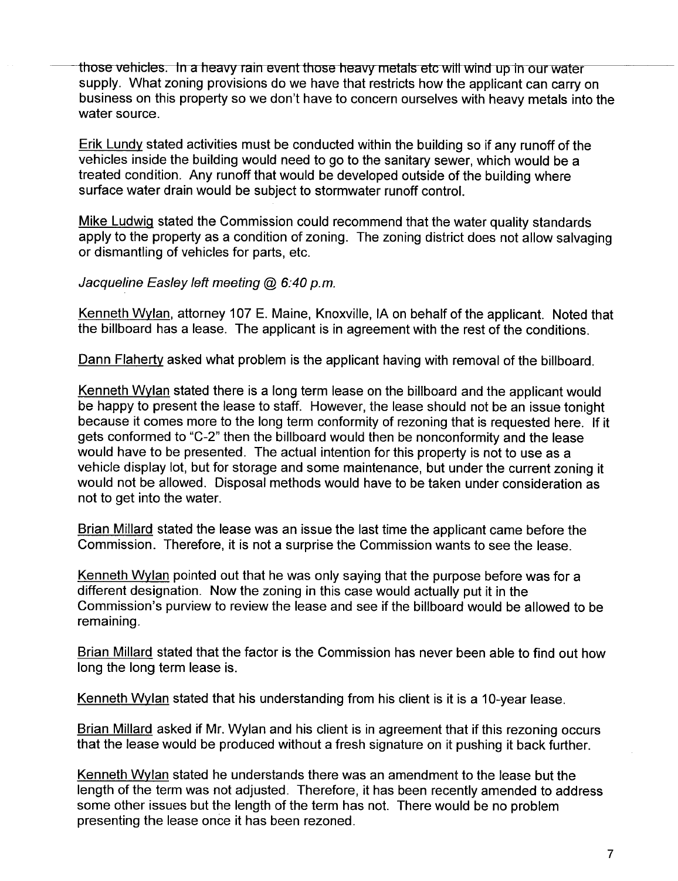those vehicles. In a heavy rain event those heavy metals etc will wind up in our water supply. What zoning provisions do we have that restricts how the applicant can carry on business on this property so we don't have to concern ourselves with heavy metals into the water source.

Erik Lundy stated activities must be conducted within the building so if any runoff of the vehicles inside the building would need to go to the sanitary sewer, which would be a treated condition. Any runoff that would be developed outside of the building where surface water drain would be subject to stormwater runoff control.

Mike Ludwig stated the Commission could recommend that the water quality standards apply to the property as a condition of zoning. The zoning district does not allow salvaging or dismantling of vehicles for parts, etc.

*Jacqueline Easley left meeting @ 6:40 p.m.*

Kenneth Wylan, attorney 107 E. Maine, Knoxville, IA on behalf of the applicant. Noted that the billboard has a lease. The applicant is in agreement with the rest of the conditions.

Dann Flaherty asked what problem is the applicant having with removal of the billboard.

Kenneth Wylan stated there is a long term lease on the billboard and the applicant would be happy to present the lease to staff. However, the lease should not be an issue tonight because it comes more to the long term conformity of rezoning that is requested here. If it gets conformed to "C-2" then the billboard would then be nonconformity and the lease would have to be presented. The actual intention for this property is not to use as a vehicle display lot, but for storage and some maintenance, but under the current zoning it would not be allowed. Disposal methods would have to be taken under consideration as not to get into the water.

Brian Millard stated the lease was an issue the last time the applicant came before the Commission. Therefore, it is not a surprise the Commission wants to see the lease.

Kenneth Wylan pointed out that he was only saying that the purpose before was for a different designation. Now the zoning in this case would actually put it in the Commission's purview to review the lease and see if the billboard would be allowed to be remaining.

Brian Millard stated that the factor is the Commission has never been able to find out how long the long term lease is.

Kenneth Wylan stated that his understanding from his client is it is a 10-year lease.

Brian Millard asked if Mr. Wylan and his client is in agreement that if this rezoning occurs that the lease would be produced without a fresh signature on it pushing it back further.

Kenneth Wylan stated he understands there was an amendment to the lease but the length of the term was not adjusted. Therefore, it has been recently amended to address some other issues but the length of the term has not. There would be no problem presenting the lease once it has been rezoned.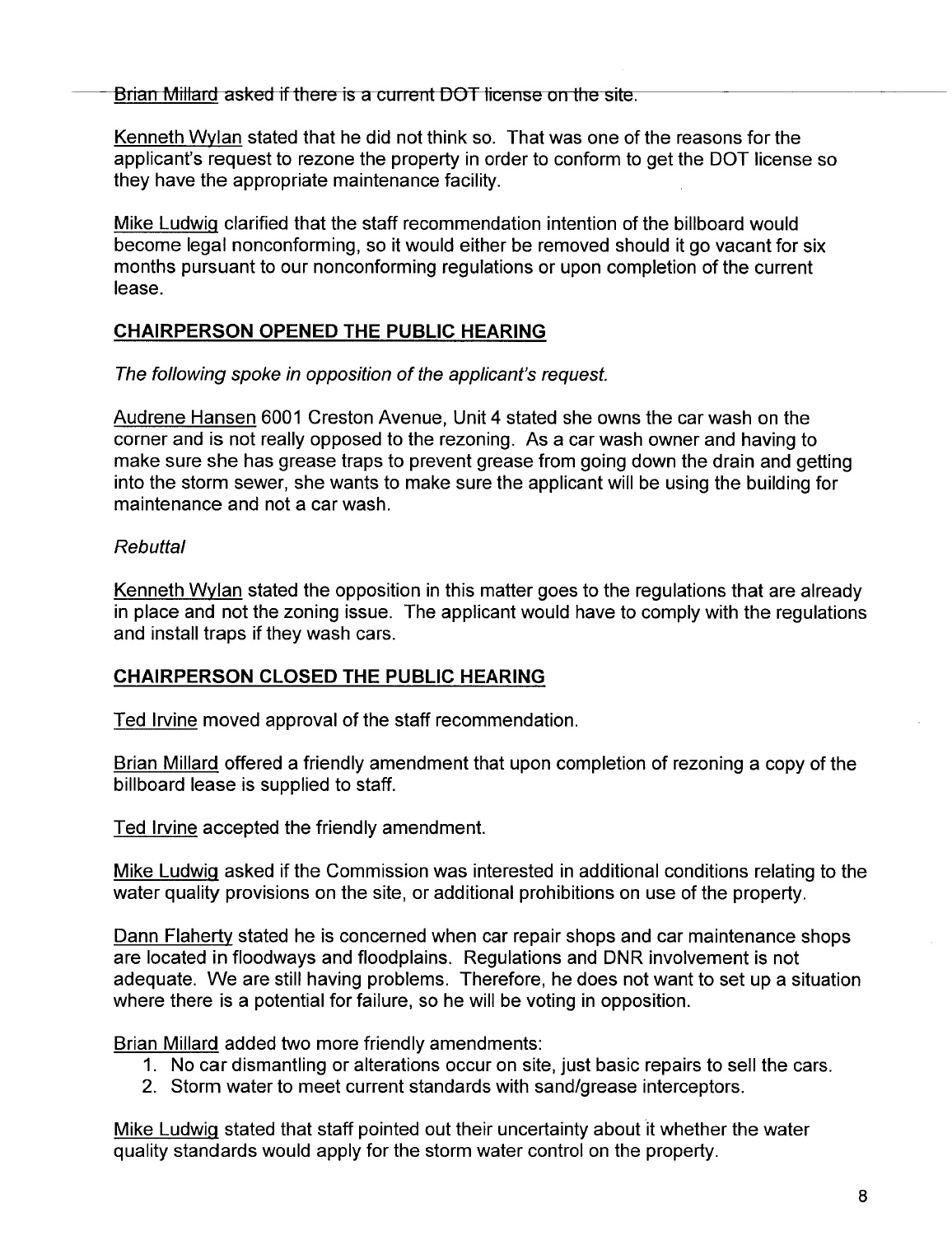Brian Millard asked if there is a current DOT license on the site.

Kenneth Wylan stated that he did not think so. That was one of the reasons for the applicant's request to rezone the property in order to conform to get the DOT license so they have the appropriate maintenance facility.

Mike Ludwig clarified that the staff recommendation intention of the billboard would become legal nonconforming, so it would either be removed should it go vacant for six months pursuant to our nonconforming regulations or upon completion of the current lease.

**CHAIRPERSON OPENED THE PUBLIC HEARING**

*The following spoke in opposition of the applicant's request.*

Audrene Hansen 6001 Creston Avenue, Unit 4 stated she owns the car wash on the corner and is not really opposed to the rezoning. As a car wash owner and having to make sure she has grease traps to prevent grease from going down the drain and getting into the storm sewer, she wants to make sure the applicant will be using the building for maintenance and not a car wash.

*Rebuttal*

Kenneth Wylan stated the opposition in this matter goes to the regulations that are already in place and not the zoning issue. The applicant would have to comply with the regulations and install traps if they wash cars.

**CHAIRPERSON CLOSED THE PUBLIC HEARING**

Ted Irvine moved approval of the staff recommendation.

Brian Millard offered a friendly amendment that upon completion of rezoning a copy of the billboard lease is supplied to staff.

Ted Irvine accepted the friendly amendment.

Mike Ludwig asked if the Commission was interested in additional conditions relating to the water quality provisions on the site, or additional prohibitions on use of the property.

Dann Flaherty stated he is concerned when car repair shops and car maintenance shops are located in floodways and floodplains. Regulations and DNR involvement is not adequate. We are still having problems. Therefore, he does not want to set up a situation where there is a potential for failure, so he will be voting in opposition.

Brian Millard added two more friendly amendments:

1. No car dismantling or alterations occur on site, just basic repairs to sell the cars.
2. Storm water to meet current standards with sand/grease interceptors.

Mike Ludwig stated that staff pointed out their uncertainty about it whether the water quality standards would apply for the storm water control on the property.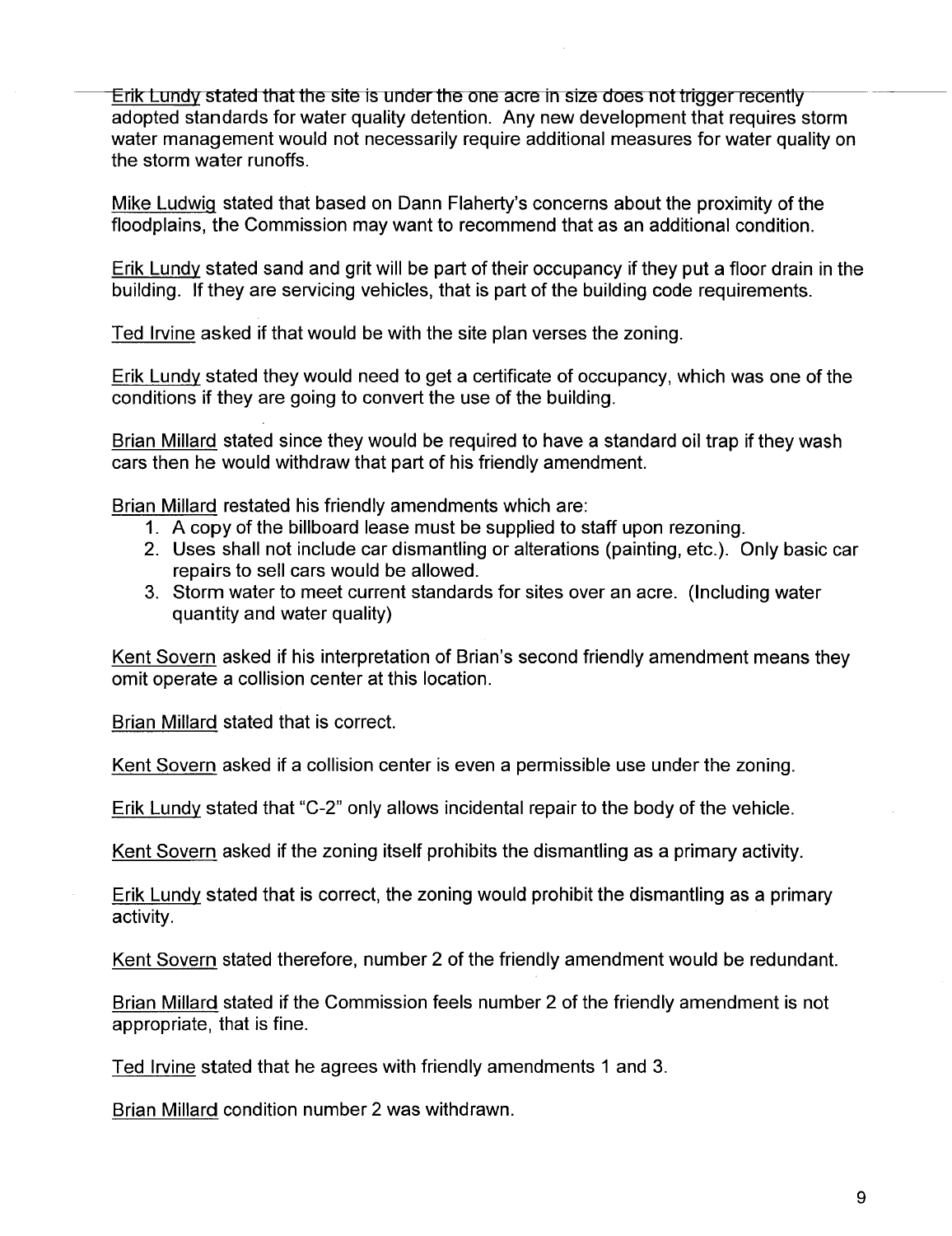Erik Lundy stated that the site is under the one acre in size does not trigger recently adopted standards for water quality detention. Any new development that requires storm water management would not necessarily require additional measures for water quality on the storm water runoffs.

Mike Ludwig stated that based on Dann Flaherty's concerns about the proximity of the floodplains, the Commission may want to recommend that as an additional condition.

Erik Lundy stated sand and grit will be part of their occupancy if they put a floor drain in the building. If they are servicing vehicles, that is part of the building code requirements.

Ted Irvine asked if that would be with the site plan verses the zoning.

Erik Lundy stated they would need to get a certificate of occupancy, which was one of the conditions if they are going to convert the use of the building.

Brian Millard stated since they would be required to have a standard oil trap if they wash cars then he would withdraw that part of his friendly amendment.

Brian Millard restated his friendly amendments which are:

1. A copy of the billboard lease must be supplied to staff upon rezoning.
2. Uses shall not include car dismantling or alterations (painting, etc.). Only basic car repairs to sell cars would be allowed.
3. Storm water to meet current standards for sites over an acre. (Including water quantity and water quality)

Kent Sovern asked if his interpretation of Brian's second friendly amendment means they omit operate a collision center at this location.

Brian Millard stated that is correct.

Kent Sovern asked if a collision center is even a permissible use under the zoning.

Erik Lundy stated that "C-2" only allows incidental repair to the body of the vehicle.

Kent Sovern asked if the zoning itself prohibits the dismantling as a primary activity.

Erik Lundy stated that is correct, the zoning would prohibit the dismantling as a primary activity.

Kent Sovern stated therefore, number 2 of the friendly amendment would be redundant.

Brian Millard stated if the Commission feels number 2 of the friendly amendment is not appropriate, that is fine.

Ted Irvine stated that he agrees with friendly amendments 1 and 3.

Brian Millard condition number 2 was withdrawn.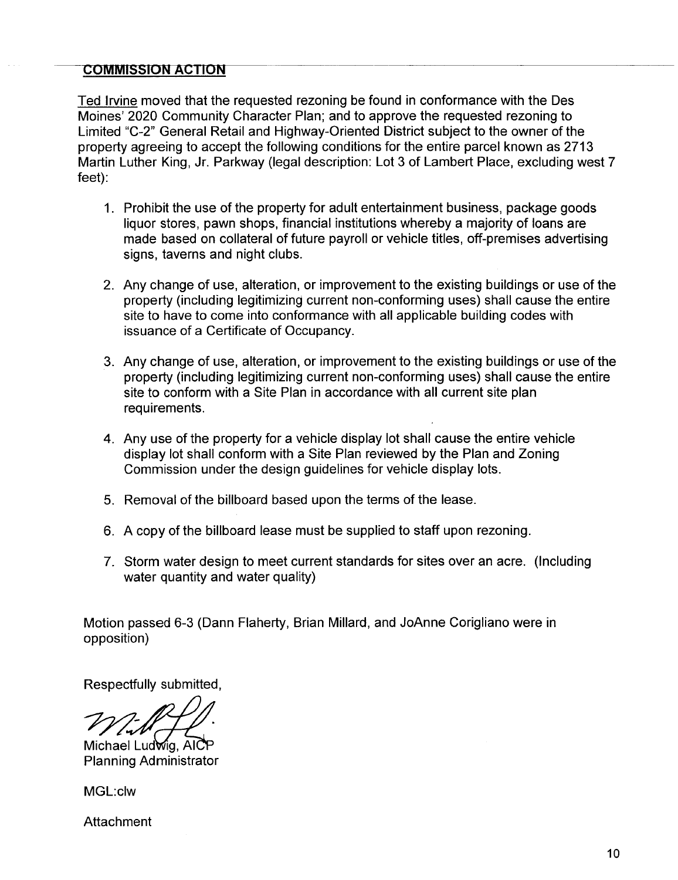## COMMISSION ACTION

Ted Irvine moved that the requested rezoning be found in conformance with the Des Moines' 2020 Community Character Plan; and to approve the requested rezoning to Limited "C-2" General Retail and Highway-Oriented District subject to the owner of the property agreeing to accept the following conditions for the entire parcel known as 2713 Martin Luther King, Jr. Parkway (legal description: Lot 3 of Lambert Place, excluding west 7 feet):

1. Prohibit the use of the property for adult entertainment business, package goods liquor stores, pawn shops, financial institutions whereby a majority of loans are made based on collateral of future payroll or vehicle titles, off-premises advertising signs, taverns and night clubs.

2. Any change of use, alteration, or improvement to the existing buildings or use of the property (including legitimizing current non-conforming uses) shall cause the entire site to have to come into conformance with all applicable building codes with issuance of a Certificate of Occupancy.

3. Any change of use, alteration, or improvement to the existing buildings or use of the property (including legitimizing current non-conforming uses) shall cause the entire site to conform with a Site Plan in accordance with all current site plan requirements.

4. Any use of the property for a vehicle display lot shall cause the entire vehicle display lot shall conform with a Site Plan reviewed by the Plan and Zoning Commission under the design guidelines for vehicle display lots.

5. Removal of the billboard based upon the terms of the lease.

6. A copy of the billboard lease must be supplied to staff upon rezoning.

7. Storm water design to meet current standards for sites over an acre. (Including water quantity and water quality)

Motion passed 6-3 (Dann Flaherty, Brian Millard, and JoAnne Corigliano were in opposition)

Respectfully submitted,

Michael Ludwig, AICP
Planning Administrator

MGL:clw

Attachment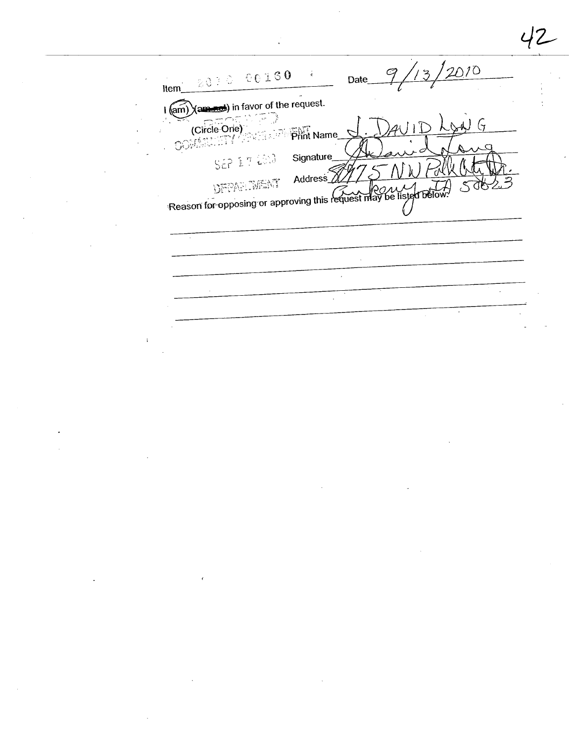Item 2010 00160

Date 9/13/2010

I (am) (~~am not~~) in favor of the request.

(Circle One)

RECEIVED
COMMUNITY DEVELOPMENT
SEP 17 2010
DEPARTMENT

Print Name J. DAVID LONG

Signature David Long

Address 8975 NW Polk City Dr.
Ankeny, IA 50023

Reason for opposing or approving this request may be listed below: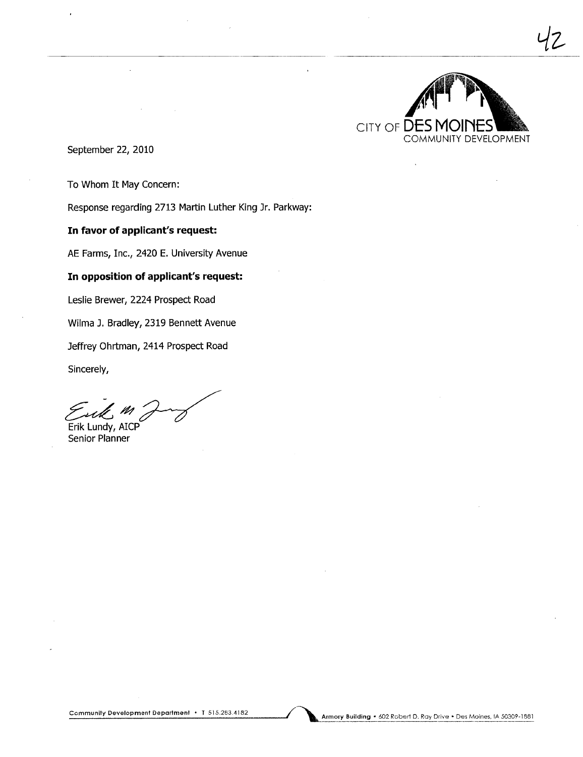42

CITY OF DES MOINES
COMMUNITY DEVELOPMENT

September 22, 2010

To Whom It May Concern:

Response regarding 2713 Martin Luther King Jr. Parkway:

**In favor of applicant's request:**

AE Farms, Inc., 2420 E. University Avenue

**In opposition of applicant's request:**

Leslie Brewer, 2224 Prospect Road

Wilma J. Bradley, 2319 Bennett Avenue

Jeffrey Ohrtman, 2414 Prospect Road

Sincerely,

Erik Lundy, AICP
Senior Planner

Community Development Department • T 515.283.4182 Armory Building • 602 Robert D. Ray Drive • Des Moines, IA 50309-1881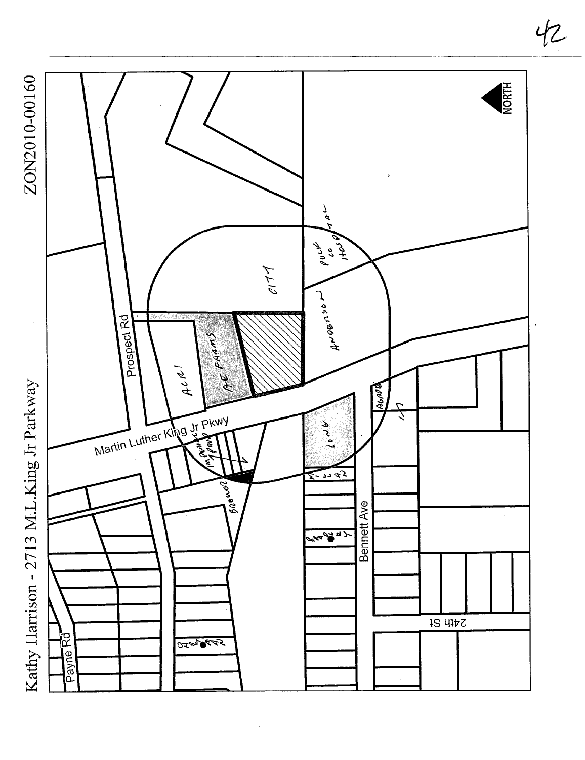Kathy Harrison - 2713 M.L.King Jr Parkway

ZON2010-00160

Prospect Rd

Martin Luther King Jr Pkwy

Payne Rd

Bennett Ave

24th St

NORTH

ACRI

A-E FARMS

CITY

POLK CO HOSPITAL

ANDERSON

LONG

AGADO

IMPOUND POND

BROWER